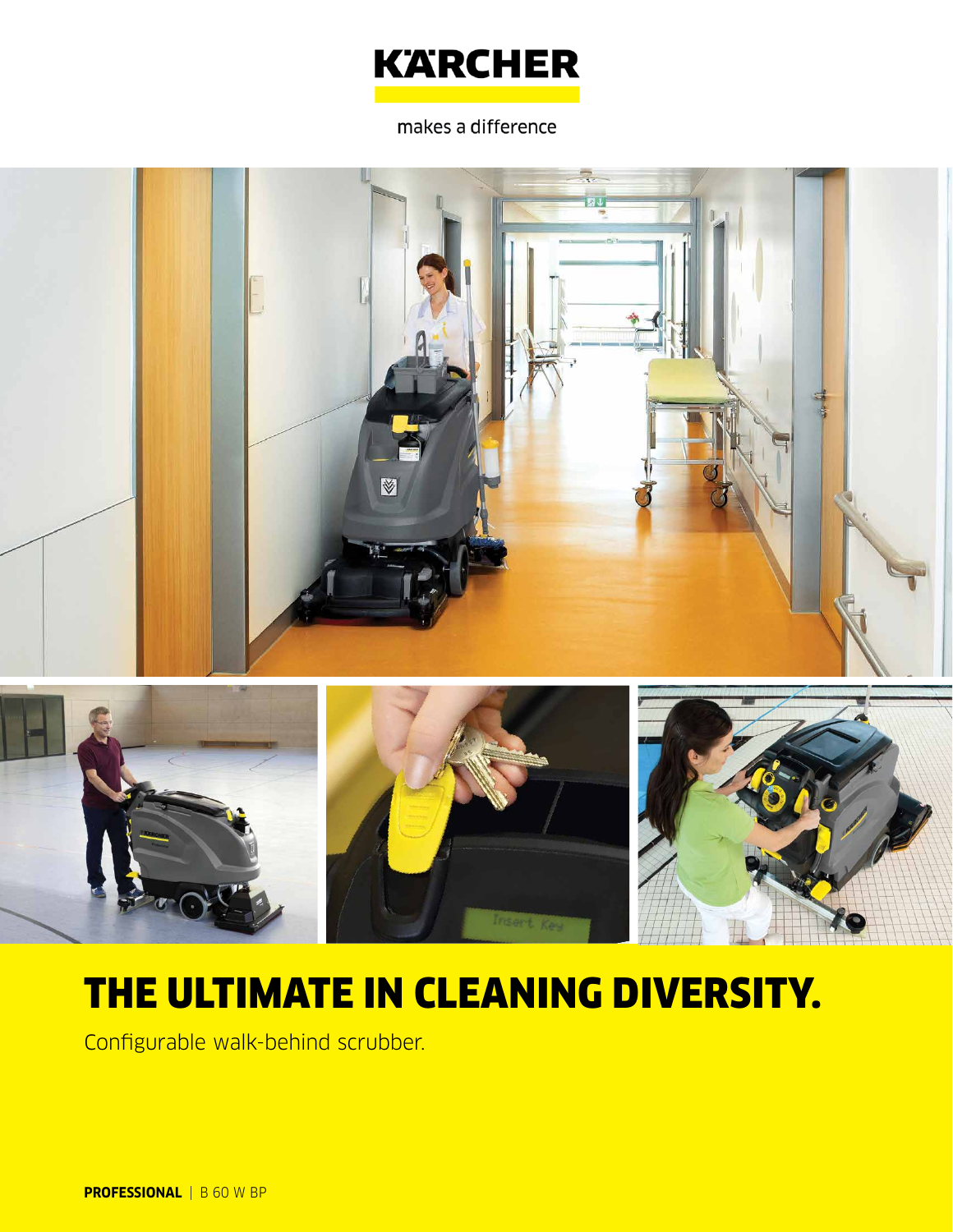KÄRCHER

makes a difference

# THE ULTIMATE IN CLEANING DIVERSITY.

Configurable walk-behind scrubber.

**PROFESSIONAL** | B 60 W BP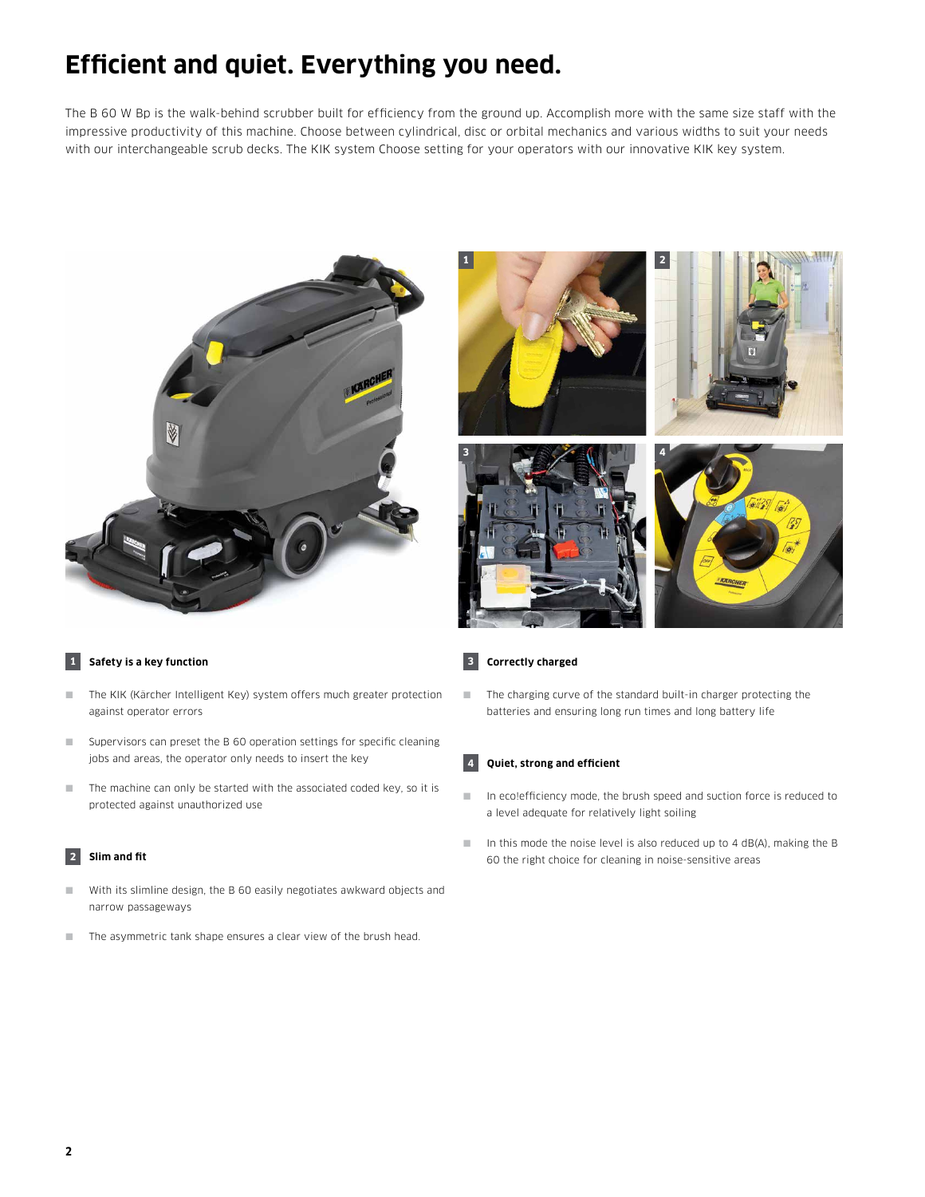# Efficient and quiet. Everything you need.

The B 60 W Bp is the walk-behind scrubber built for efficiency from the ground up. Accomplish more with the same size staff with the impressive productivity of this machine. Choose between cylindrical, disc or orbital mechanics and various widths to suit your needs with our interchangeable scrub decks. The KIK system Choose setting for your operators with our innovative KIK key system.

### 1 Safety is a key function

- The KIK (Kärcher Intelligent Key) system offers much greater protection against operator errors
- Supervisors can preset the B 60 operation settings for specific cleaning jobs and areas, the operator only needs to insert the key
- The machine can only be started with the associated coded key, so it is protected against unauthorized use

### 2 Slim and fit

- With its slimline design, the B 60 easily negotiates awkward objects and narrow passageways
- The asymmetric tank shape ensures a clear view of the brush head.

### 3 Correctly charged

- The charging curve of the standard built-in charger protecting the batteries and ensuring long run times and long battery life

### 4 Quiet, strong and efficient

- In eco!efficiency mode, the brush speed and suction force is reduced to a level adequate for relatively light soiling
- In this mode the noise level is also reduced up to 4 dB(A), making the B 60 the right choice for cleaning in noise-sensitive areas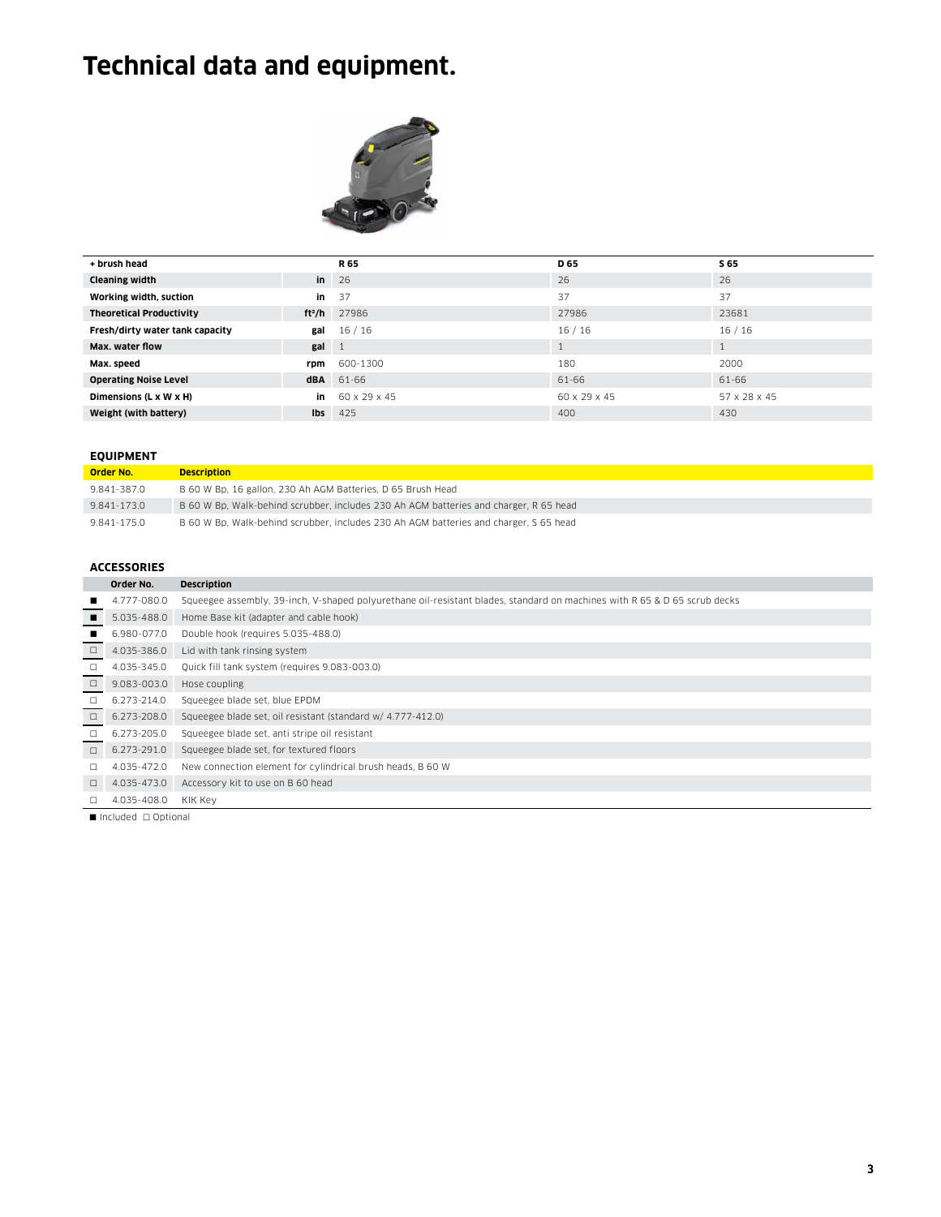# Technical data and equipment.

| + brush head | | R 65 | D 65 | S 65 |
|---|---|---|---|---|
| Cleaning width | in | 26 | 26 | 26 |
| Working width, suction | in | 37 | 37 | 37 |
| Theoretical Productivity | ft²/h | 27986 | 27986 | 23681 |
| Fresh/dirty water tank capacity | gal | 16 / 16 | 16 / 16 | 16 / 16 |
| Max. water flow | gal | 1 | 1 | 1 |
| Max. speed | rpm | 600-1300 | 180 | 2000 |
| Operating Noise Level | dBA | 61-66 | 61-66 | 61-66 |
| Dimensions (L x W x H) | in | 60 x 29 x 45 | 60 x 29 x 45 | 57 x 28 x 45 |
| Weight (with battery) | lbs | 425 | 400 | 430 |

## EQUIPMENT

| Order No. | Description |
|---|---|
| 9.841-387.0 | B 60 W Bp, 16 gallon, 230 Ah AGM Batteries, D 65 Brush Head |
| 9.841-173.0 | B 60 W Bp, Walk-behind scrubber, includes 230 Ah AGM batteries and charger, R 65 head |
| 9.841-175.0 | B 60 W Bp, Walk-behind scrubber, includes 230 Ah AGM batteries and charger, S 65 head |

## ACCESSORIES

| | Order No. | Description |
|---|---|---|
| ■ | 4.777-080.0 | Squeegee assembly, 39-inch, V-shaped polyurethane oil-resistant blades, standard on machines with R 65 & D 65 scrub decks |
| ■ | 5.035-488.0 | Home Base kit (adapter and cable hook) |
| ■ | 6.980-077.0 | Double hook (requires 5.035-488.0) |
| □ | 4.035-386.0 | Lid with tank rinsing system |
| □ | 4.035-345.0 | Quick fill tank system (requires 9.083-003.0) |
| □ | 9.083-003.0 | Hose coupling |
| □ | 6.273-214.0 | Squeegee blade set, blue EPDM |
| □ | 6.273-208.0 | Squeegee blade set, oil resistant (standard w/ 4.777-412.0) |
| □ | 6.273-205.0 | Squeegee blade set, anti stripe oil resistant |
| □ | 6.273-291.0 | Squeegee blade set, for textured floors |
| □ | 4.035-472.0 | New connection element for cylindrical brush heads, B 60 W |
| □ | 4.035-473.0 | Accessory kit to use on B 60 head |
| □ | 4.035-408.0 | KIK Key |

■ Included □ Optional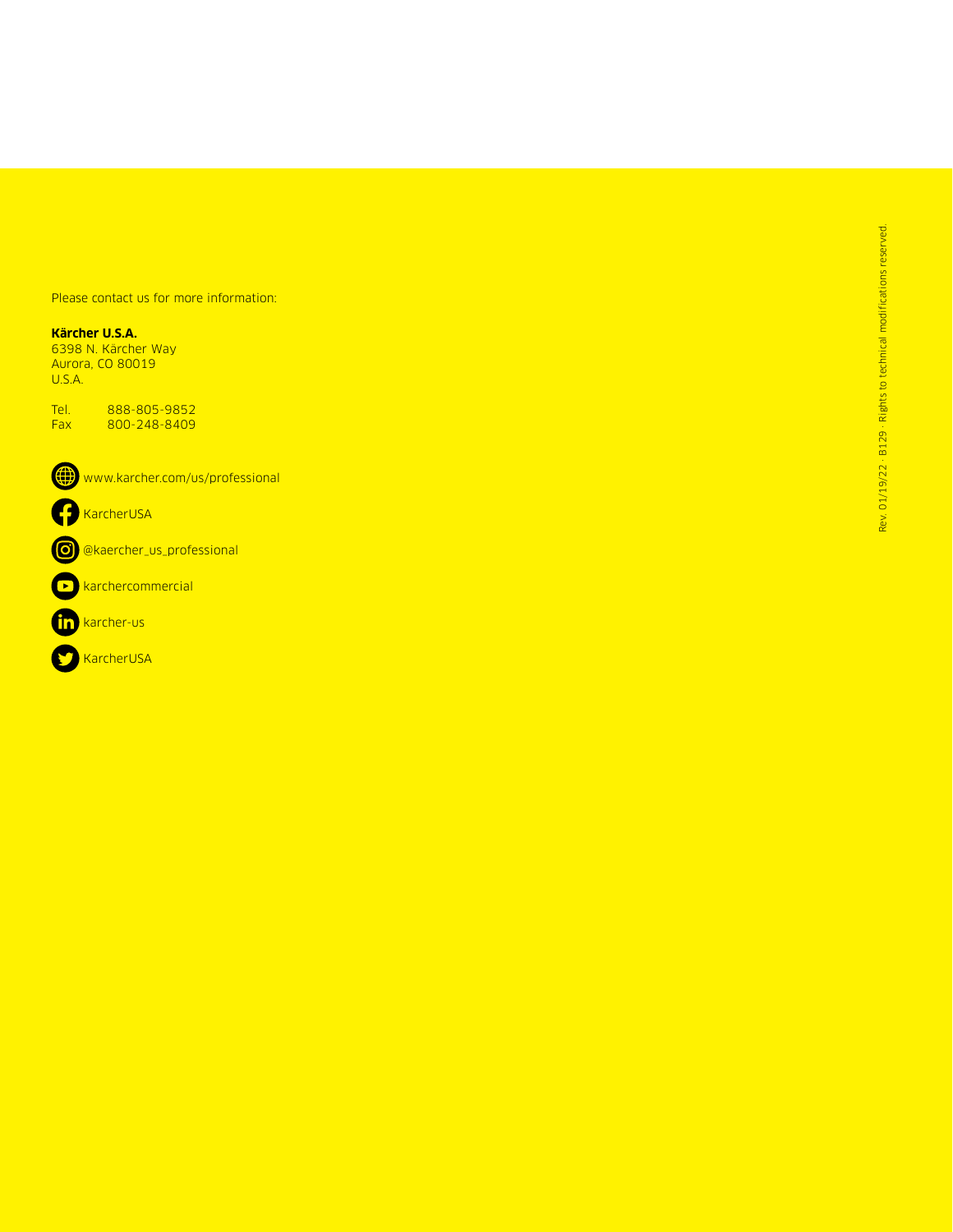Please contact us for more information:

**Kärcher U.S.A.**
6398 N. Kärcher Way
Aurora, CO 80019
U.S.A.

Tel. 888-805-9852
Fax 800-248-8409

www.karcher.com/us/professional

KarcherUSA

@kaercher_us_professional

karchercommercial

karcher-us

KarcherUSA

Rev. 01/19/22 · B129 · Rights to technical modifications reserved.